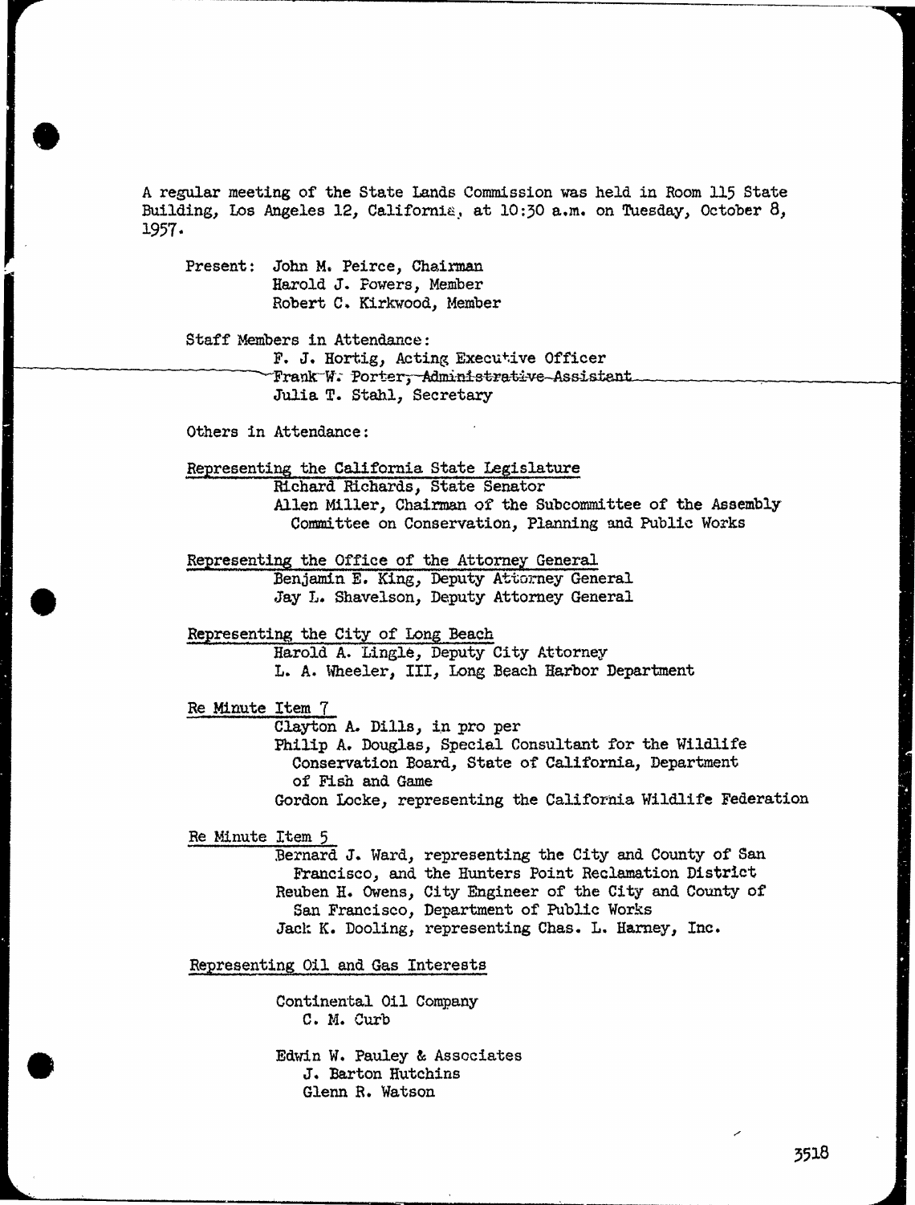A regular meeting of the State Lands Commission was held in Room 115 State Building, Los Angeles 12, California, at 10:30 a.m. on Tuesday, October 8, 1957.

Present: John M. Peirce, Chairman
Harold J. Powers, Member
Robert C. Kirkwood, Member

Staff Members in Attendance:
F. J. Hortig, Acting Executive Officer
~~Frank W. Porter, Administrative Assistant~~
Julia T. Stahl, Secretary

Others in Attendance:

Representing the California State Legislature
Richard Richards, State Senator
Allen Miller, Chairman of the Subcommittee of the Assembly Committee on Conservation, Planning and Public Works

Representing the Office of the Attorney General
Benjamin E. King, Deputy Attorney General
Jay L. Shavelson, Deputy Attorney General

Representing the City of Long Beach
Harold A. Lingle, Deputy City Attorney
L. A. Wheeler, III, Long Beach Harbor Department

Re Minute Item 7
Clayton A. Dills, in pro per
Philip A. Douglas, Special Consultant for the Wildlife Conservation Board, State of California, Department of Fish and Game
Gordon Locke, representing the California Wildlife Federation

Re Minute Item 5
Bernard J. Ward, representing the City and County of San Francisco, and the Hunters Point Reclamation District
Reuben H. Owens, City Engineer of the City and County of San Francisco, Department of Public Works
Jack K. Dooling, representing Chas. L. Harney, Inc.

Representing Oil and Gas Interests

Continental Oil Company
C. M. Curb

Edwin W. Pauley & Associates
J. Barton Hutchins
Glenn R. Watson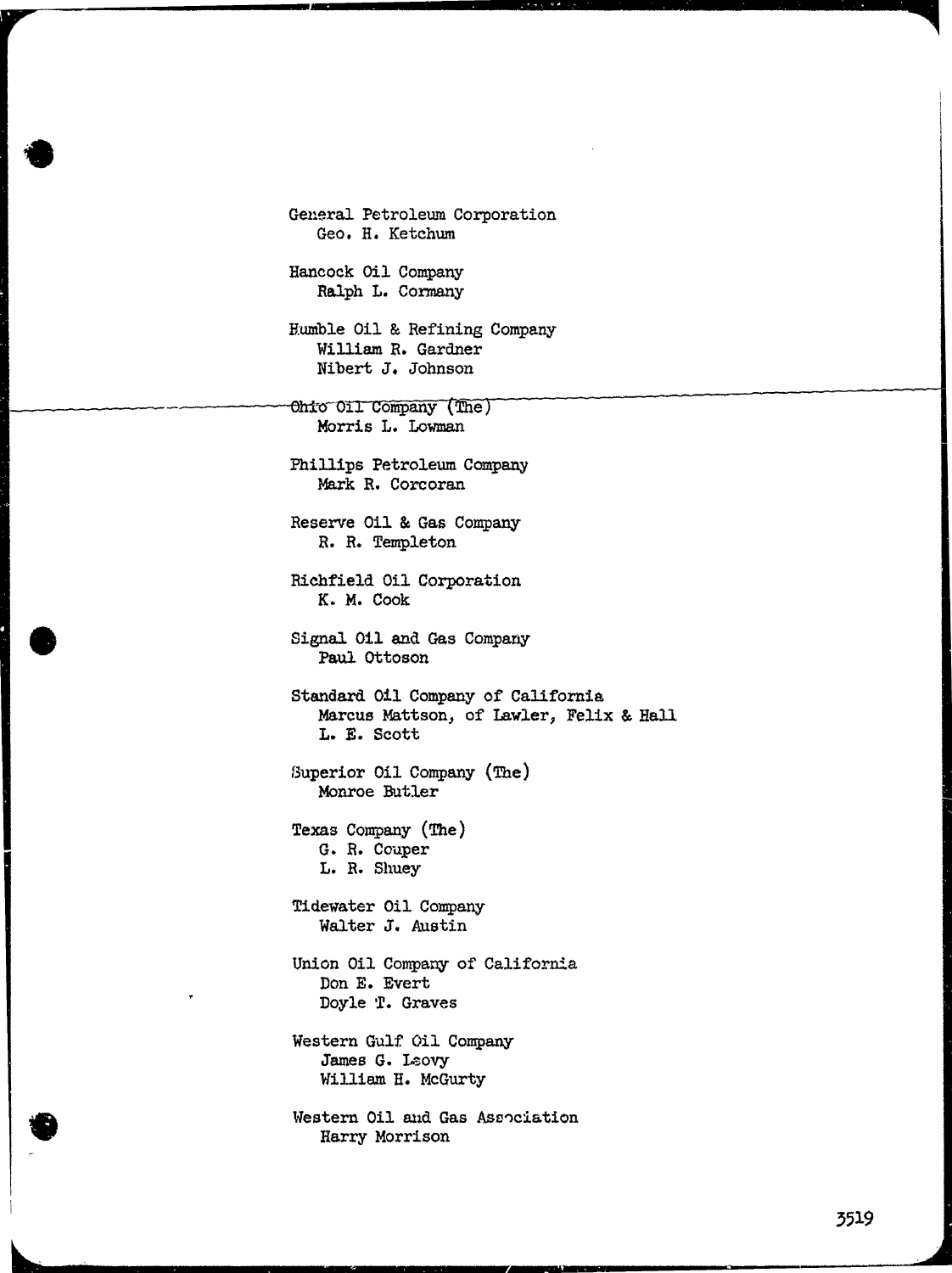General Petroleum Corporation
   Geo. H. Ketchum

Hancock Oil Company
   Ralph L. Cormany

Humble Oil & Refining Company
   William R. Gardner
   Nibert J. Johnson

Ohio Oil Company (The)
   Morris L. Lowman

Phillips Petroleum Company
   Mark R. Corcoran

Reserve Oil & Gas Company
   R. R. Templeton

Richfield Oil Corporation
   K. M. Cook

Signal Oil and Gas Company
   Paul Ottoson

Standard Oil Company of California
   Marcus Mattson, of Lawler, Felix & Hall
   L. E. Scott

Superior Oil Company (The)
   Monroe Butler

Texas Company (The)
   G. R. Couper
   L. R. Shuey

Tidewater Oil Company
   Walter J. Austin

Union Oil Company of California
   Don E. Evert
   Doyle T. Graves

Western Gulf Oil Company
   James G. Leovy
   William H. McGurty

Western Oil and Gas Association
   Harry Morrison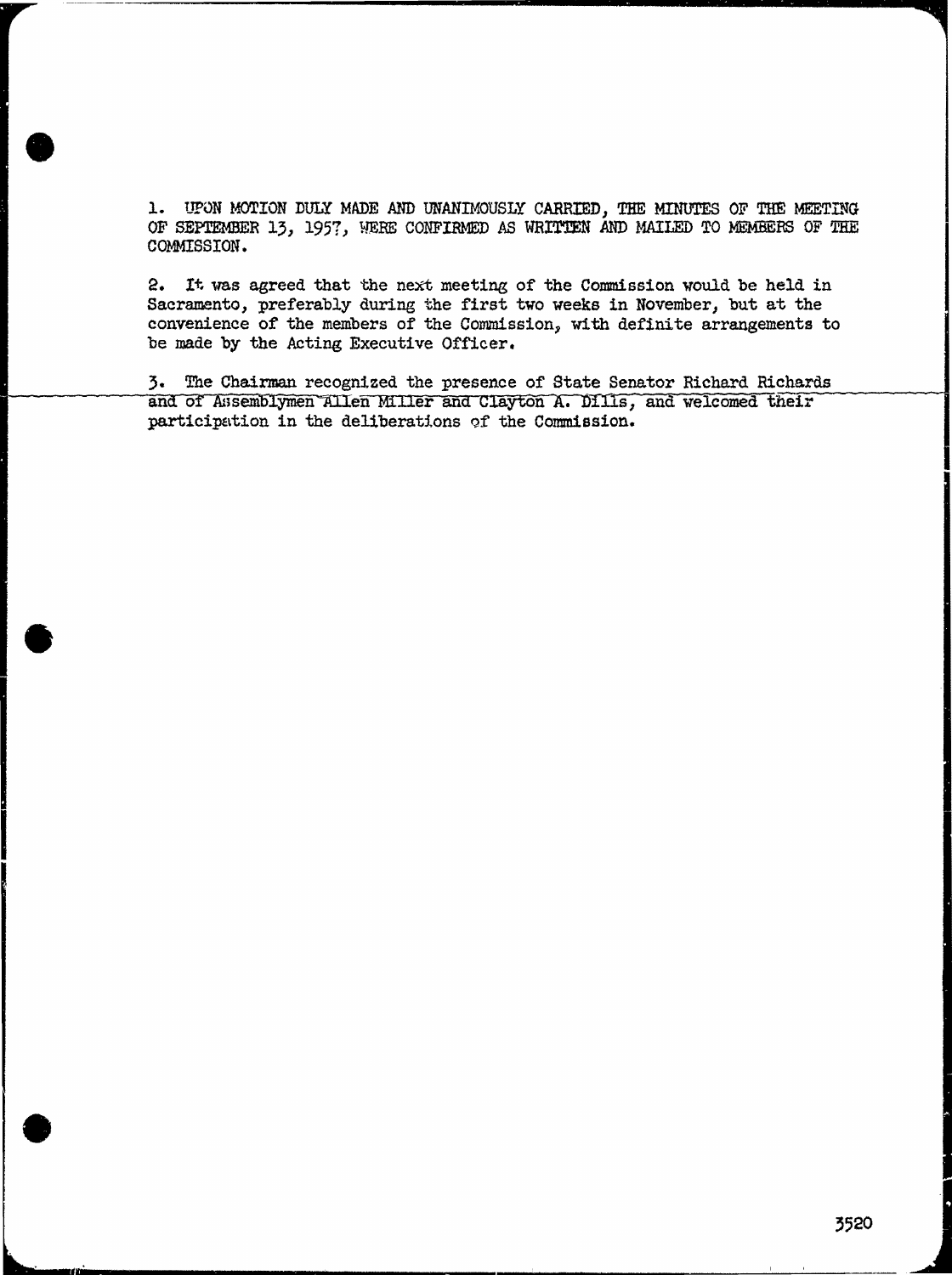1. UPON MOTION DULY MADE AND UNANIMOUSLY CARRIED, THE MINUTES OF THE MEETING OF SEPTEMBER 13, 1957, WERE CONFIRMED AS WRITTEN AND MAILED TO MEMBERS OF THE COMMISSION.

2. It was agreed that the next meeting of the Commission would be held in Sacramento, preferably during the first two weeks in November, but at the convenience of the members of the Commission, with definite arrangements to be made by the Acting Executive Officer.

3. The Chairman recognized the presence of State Senator Richard Richards and of Assemblymen Allen Miller and Clayton A. Dills, and welcomed their participation in the deliberations of the Commission.